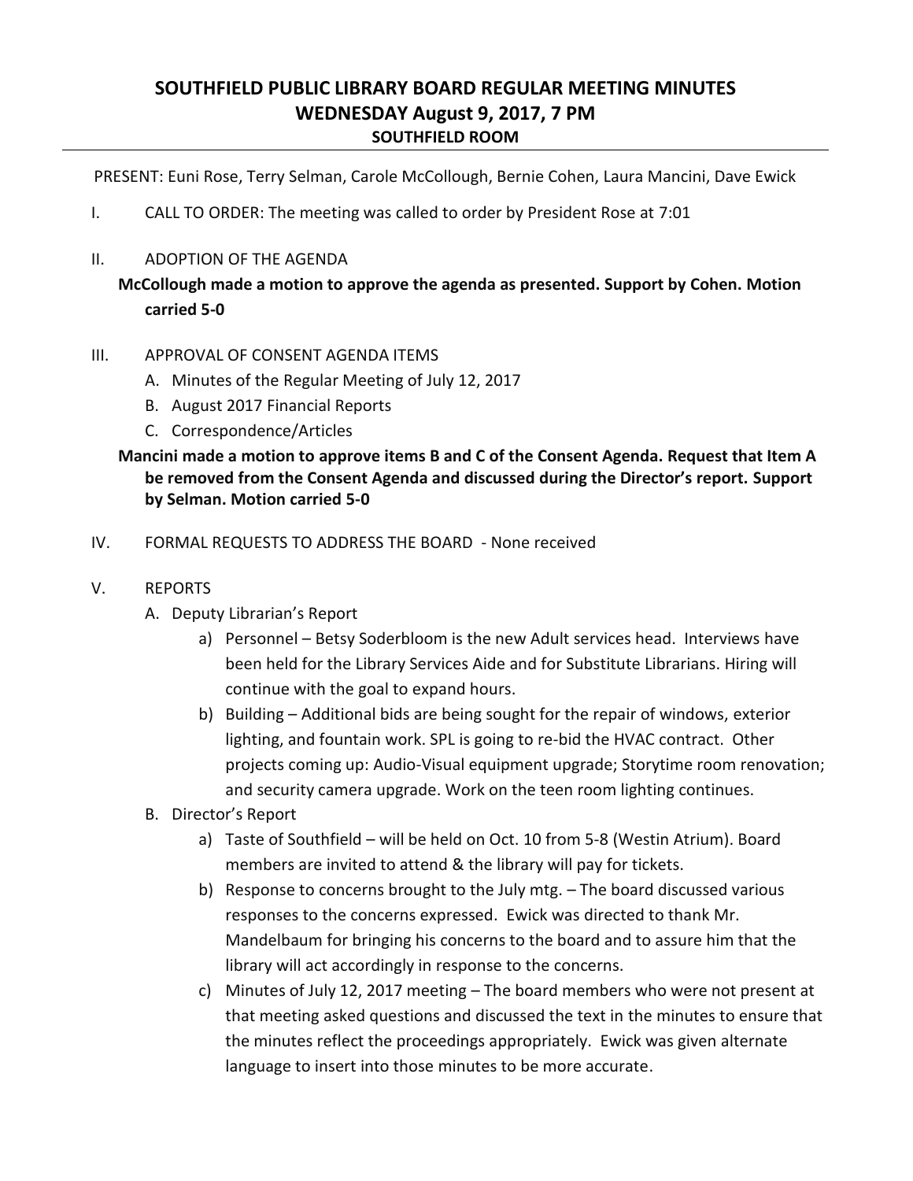# SOUTHFIELD PUBLIC LIBRARY BOARD REGULAR MEETING MINUTES
## WEDNESDAY August 9, 2017, 7 PM
### SOUTHFIELD ROOM

PRESENT: Euni Rose, Terry Selman, Carole McCollough, Bernie Cohen, Laura Mancini, Dave Ewick

I. CALL TO ORDER: The meeting was called to order by President Rose at 7:01

II. ADOPTION OF THE AGENDA

**McCollough made a motion to approve the agenda as presented. Support by Cohen. Motion carried 5-0**

III. APPROVAL OF CONSENT AGENDA ITEMS

A. Minutes of the Regular Meeting of July 12, 2017
B. August 2017 Financial Reports
C. Correspondence/Articles

**Mancini made a motion to approve items B and C of the Consent Agenda. Request that Item A be removed from the Consent Agenda and discussed during the Director's report. Support by Selman. Motion carried 5-0**

IV. FORMAL REQUESTS TO ADDRESS THE BOARD - None received

V. REPORTS

A. Deputy Librarian's Report

a) Personnel – Betsy Soderbloom is the new Adult services head. Interviews have been held for the Library Services Aide and for Substitute Librarians. Hiring will continue with the goal to expand hours.

b) Building – Additional bids are being sought for the repair of windows, exterior lighting, and fountain work. SPL is going to re-bid the HVAC contract. Other projects coming up: Audio-Visual equipment upgrade; Storytime room renovation; and security camera upgrade. Work on the teen room lighting continues.

B. Director's Report

a) Taste of Southfield – will be held on Oct. 10 from 5-8 (Westin Atrium). Board members are invited to attend & the library will pay for tickets.

b) Response to concerns brought to the July mtg. – The board discussed various responses to the concerns expressed. Ewick was directed to thank Mr. Mandelbaum for bringing his concerns to the board and to assure him that the library will act accordingly in response to the concerns.

c) Minutes of July 12, 2017 meeting – The board members who were not present at that meeting asked questions and discussed the text in the minutes to ensure that the minutes reflect the proceedings appropriately. Ewick was given alternate language to insert into those minutes to be more accurate.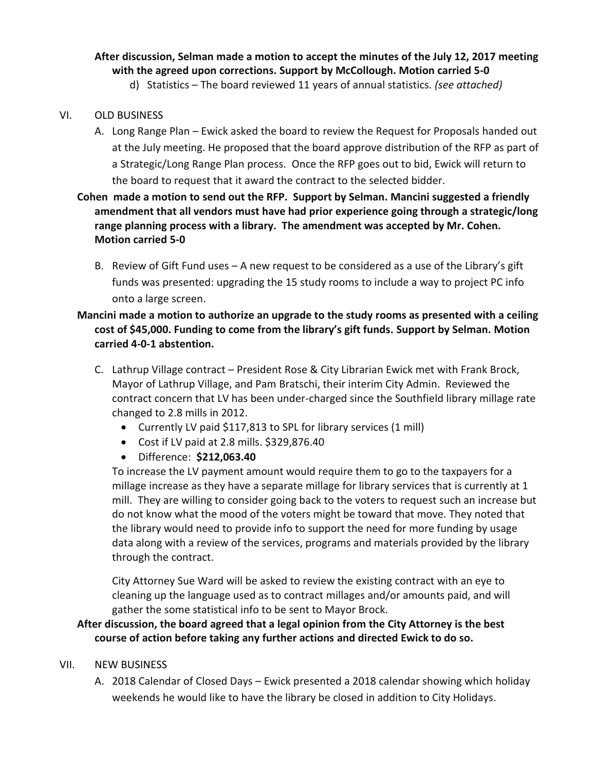**After discussion, Selman made a motion to accept the minutes of the July 12, 2017 meeting with the agreed upon corrections. Support by McCollough. Motion carried 5-0**

d) Statistics – The board reviewed 11 years of annual statistics. *(see attached)*

VI. OLD BUSINESS

A. Long Range Plan – Ewick asked the board to review the Request for Proposals handed out at the July meeting. He proposed that the board approve distribution of the RFP as part of a Strategic/Long Range Plan process. Once the RFP goes out to bid, Ewick will return to the board to request that it award the contract to the selected bidder.

**Cohen made a motion to send out the RFP. Support by Selman. Mancini suggested a friendly amendment that all vendors must have had prior experience going through a strategic/long range planning process with a library. The amendment was accepted by Mr. Cohen. Motion carried 5-0**

B. Review of Gift Fund uses – A new request to be considered as a use of the Library's gift funds was presented: upgrading the 15 study rooms to include a way to project PC info onto a large screen.

**Mancini made a motion to authorize an upgrade to the study rooms as presented with a ceiling cost of $45,000. Funding to come from the library's gift funds. Support by Selman. Motion carried 4-0-1 abstention.**

C. Lathrup Village contract – President Rose & City Librarian Ewick met with Frank Brock, Mayor of Lathrup Village, and Pam Bratschi, their interim City Admin. Reviewed the contract concern that LV has been under-charged since the Southfield library millage rate changed to 2.8 mills in 2012.

- Currently LV paid $117,813 to SPL for library services (1 mill)
- Cost if LV paid at 2.8 mills. $329,876.40
- Difference: **$212,063.40**

To increase the LV payment amount would require them to go to the taxpayers for a millage increase as they have a separate millage for library services that is currently at 1 mill. They are willing to consider going back to the voters to request such an increase but do not know what the mood of the voters might be toward that move. They noted that the library would need to provide info to support the need for more funding by usage data along with a review of the services, programs and materials provided by the library through the contract.

City Attorney Sue Ward will be asked to review the existing contract with an eye to cleaning up the language used as to contract millages and/or amounts paid, and will gather the some statistical info to be sent to Mayor Brock.

**After discussion, the board agreed that a legal opinion from the City Attorney is the best course of action before taking any further actions and directed Ewick to do so.**

VII. NEW BUSINESS

A. 2018 Calendar of Closed Days – Ewick presented a 2018 calendar showing which holiday weekends he would like to have the library be closed in addition to City Holidays.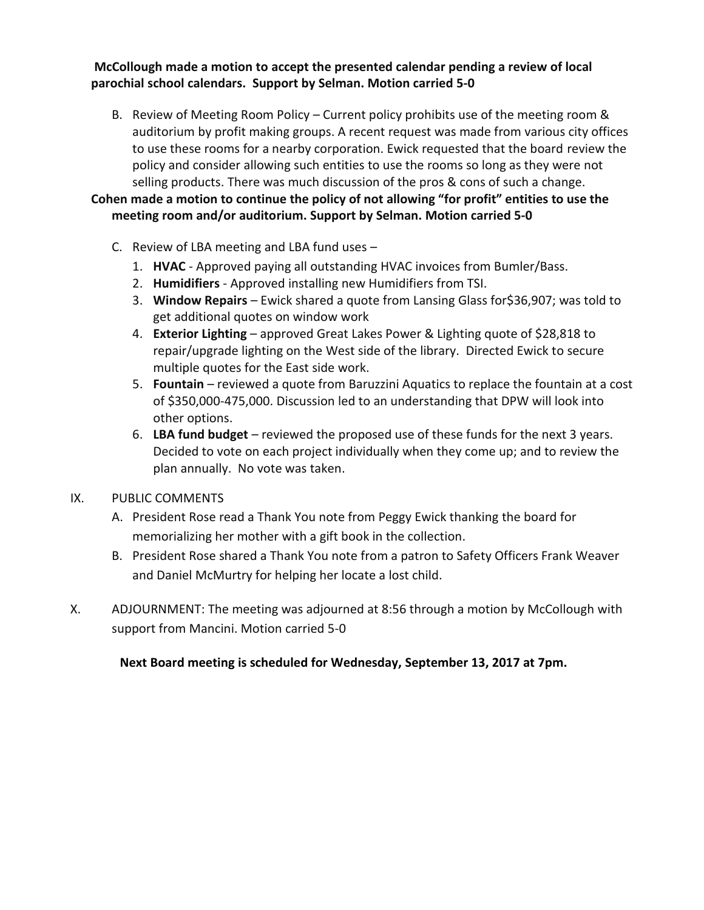**McCollough made a motion to accept the presented calendar pending a review of local parochial school calendars. Support by Selman. Motion carried 5-0**

B. Review of Meeting Room Policy – Current policy prohibits use of the meeting room & auditorium by profit making groups. A recent request was made from various city offices to use these rooms for a nearby corporation. Ewick requested that the board review the policy and consider allowing such entities to use the rooms so long as they were not selling products. There was much discussion of the pros & cons of such a change.

**Cohen made a motion to continue the policy of not allowing "for profit" entities to use the meeting room and/or auditorium. Support by Selman. Motion carried 5-0**

C. Review of LBA meeting and LBA fund uses –
   1. **HVAC** - Approved paying all outstanding HVAC invoices from Bumler/Bass.
   2. **Humidifiers** - Approved installing new Humidifiers from TSI.
   3. **Window Repairs** – Ewick shared a quote from Lansing Glass for$36,907; was told to get additional quotes on window work
   4. **Exterior Lighting** – approved Great Lakes Power & Lighting quote of $28,818 to repair/upgrade lighting on the West side of the library. Directed Ewick to secure multiple quotes for the East side work.
   5. **Fountain** – reviewed a quote from Baruzzini Aquatics to replace the fountain at a cost of $350,000-475,000. Discussion led to an understanding that DPW will look into other options.
   6. **LBA fund budget** – reviewed the proposed use of these funds for the next 3 years. Decided to vote on each project individually when they come up; and to review the plan annually. No vote was taken.

IX. PUBLIC COMMENTS
   A. President Rose read a Thank You note from Peggy Ewick thanking the board for memorializing her mother with a gift book in the collection.
   B. President Rose shared a Thank You note from a patron to Safety Officers Frank Weaver and Daniel McMurtry for helping her locate a lost child.

X. ADJOURNMENT: The meeting was adjourned at 8:56 through a motion by McCollough with support from Mancini. Motion carried 5-0

**Next Board meeting is scheduled for Wednesday, September 13, 2017 at 7pm.**